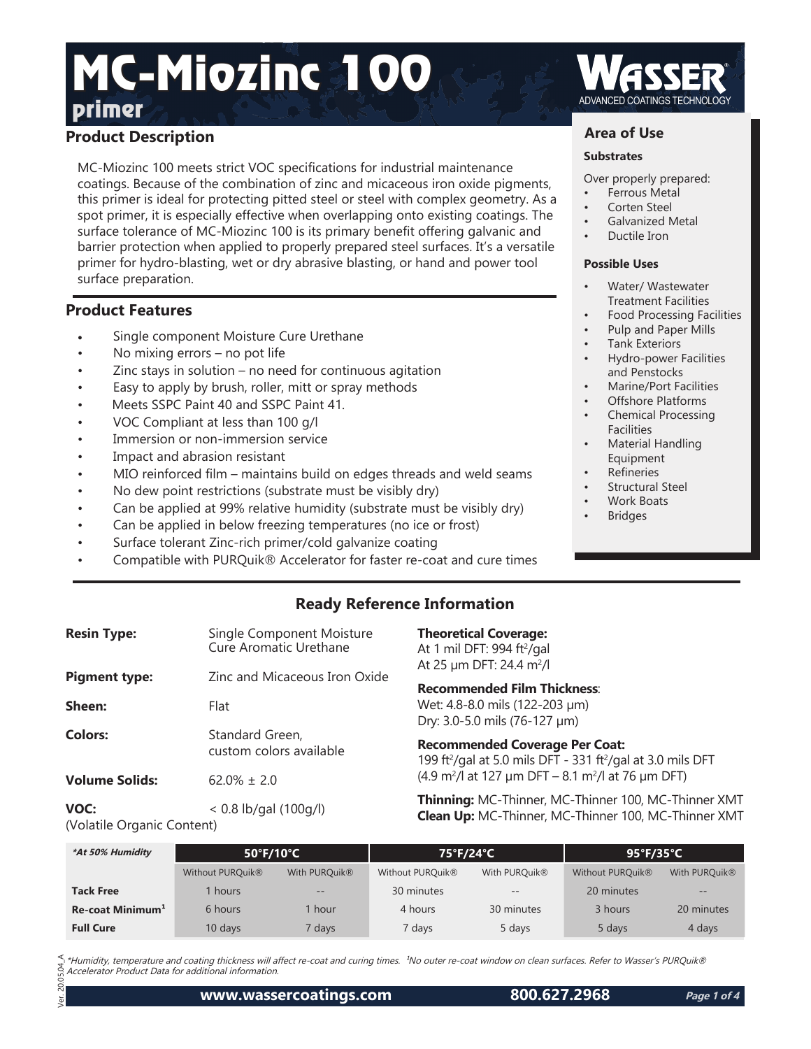# MC-Miozinc 100 primer

WASSER® ADVANCED COATINGS TECHNOLOGY

## Product Description

MC-Miozinc 100 meets strict VOC specifications for industrial maintenance coatings. Because of the combination of zinc and micaceous iron oxide pigments, this primer is ideal for protecting pitted steel or steel with complex geometry. As a spot primer, it is especially effective when overlapping onto existing coatings. The surface tolerance of MC-Miozinc 100 is its primary benefit offering galvanic and barrier protection when applied to properly prepared steel surfaces. It's a versatile primer for hydro-blasting, wet or dry abrasive blasting, or hand and power tool surface preparation.

## Product Features

- Single component Moisture Cure Urethane
- No mixing errors – no pot life
- Zinc stays in solution – no need for continuous agitation
- Easy to apply by brush, roller, mitt or spray methods
- Meets SSPC Paint 40 and SSPC Paint 41.
- VOC Compliant at less than 100 g/l
- Immersion or non-immersion service
- Impact and abrasion resistant
- MIO reinforced film – maintains build on edges threads and weld seams
- No dew point restrictions (substrate must be visibly dry)
- Can be applied at 99% relative humidity (substrate must be visibly dry)
- Can be applied in below freezing temperatures (no ice or frost)
- Surface tolerant Zinc-rich primer/cold galvanize coating
- Compatible with PURQuik® Accelerator for faster re-coat and cure times

## Area of Use

### Substrates

Over properly prepared:

- Ferrous Metal
- Corten Steel
- Galvanized Metal
- Ductile Iron

### Possible Uses

- Water/ Wastewater Treatment Facilities
- Food Processing Facilities
- Pulp and Paper Mills
- Tank Exteriors
- Hydro-power Facilities and Penstocks
- Marine/Port Facilities
- Offshore Platforms
- Chemical Processing Facilities
- Material Handling Equipment
- Refineries
- Structural Steel
- Work Boats
- Bridges

## Ready Reference Information

**Resin Type:** Single Component Moisture Cure Aromatic Urethane

**Pigment type:** Zinc and Micaceous Iron Oxide

**Sheen:** Flat

**Colors:** Standard Green, custom colors available

**Volume Solids:** 62.0% ± 2.0

**VOC:** (Volatile Organic Content) < 0.8 lb/gal (100g/l)

**Theoretical Coverage:**
At 1 mil DFT: 994 ft²/gal
At 25 µm DFT: 24.4 m²/l

**Recommended Film Thickness**:
Wet: 4.8-8.0 mils (122-203 µm)
Dry: 3.0-5.0 mils (76-127 µm)

**Recommended Coverage Per Coat:**
199 ft²/gal at 5.0 mils DFT - 331 ft²/gal at 3.0 mils DFT
(4.9 m²/l at 127 µm DFT – 8.1 m²/l at 76 µm DFT)

**Thinning:** MC-Thinner, MC-Thinner 100, MC-Thinner XMT
**Clean Up:** MC-Thinner, MC-Thinner 100, MC-Thinner XMT

| *\*At 50% Humidity* | 50°F/10°C | | 75°F/24°C | | 95°F/35°C | |
|---|---|---|---|---|---|---|
| | Without PURQuik® | With PURQuik® | Without PURQuik® | With PURQuik® | Without PURQuik® | With PURQuik® |
| **Tack Free** | 1 hours | -- | 30 minutes | -- | 20 minutes | -- |
| **Re-coat Minimum[1]** | 6 hours | 1 hour | 4 hours | 30 minutes | 3 hours | 20 minutes |
| **Full Cure** | 10 days | 7 days | 7 days | 5 days | 5 days | 4 days |

*\*Humidity, temperature and coating thickness will affect re-coat and curing times. [1]No outer re-coat window on clean surfaces. Refer to Wasser's PURQuik® Accelerator Product Data for additional information.*

Ver. 20.05.04_A

www.wassercoatings.com 800.627.2968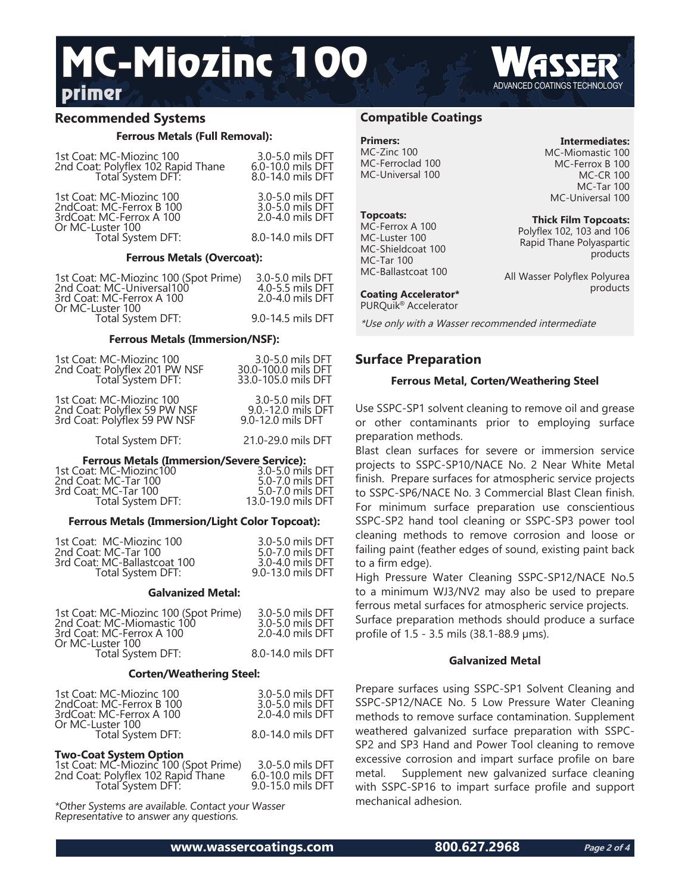# MC-Miozinc 100

## primer

## Recommended Systems

### Ferrous Metals (Full Removal):

| | |
|---|---|
| 1st Coat: MC-Miozinc 100 | 3.0-5.0 mils DFT |
| 2nd Coat: Polyflex 102 Rapid Thane | 6.0-10.0 mils DFT |
| Total System DFT: | 8.0-14.0 mils DFT |

| | |
|---|---|
| 1st Coat: MC-Miozinc 100 | 3.0-5.0 mils DFT |
| 2ndCoat: MC-Ferrox B 100 | 3.0-5.0 mils DFT |
| 3rdCoat: MC-Ferrox A 100 Or MC-Luster 100 | 2.0-4.0 mils DFT |
| Total System DFT: | 8.0-14.0 mils DFT |

### Ferrous Metals (Overcoat):

| | |
|---|---|
| 1st Coat: MC-Miozinc 100 (Spot Prime) | 3.0-5.0 mils DFT |
| 2nd Coat: MC-Universal100 | 4.0-5.5 mils DFT |
| 3rd Coat: MC-Ferrox A 100 Or MC-Luster 100 | 2.0-4.0 mils DFT |
| Total System DFT: | 9.0-14.5 mils DFT |

### Ferrous Metals (Immersion/NSF):

| | |
|---|---|
| 1st Coat: MC-Miozinc 100 | 3.0-5.0 mils DFT |
| 2nd Coat: Polyflex 201 PW NSF | 30.0-100.0 mils DFT |
| Total System DFT: | 33.0-105.0 mils DFT |

| | |
|---|---|
| 1st Coat: MC-Miozinc 100 | 3.0-5.0 mils DFT |
| 2nd Coat: Polyflex 59 PW NSF | 9.0.-12.0 mils DFT |
| 3rd Coat: Polyflex 59 PW NSF | 9.0-12.0 mils DFT |
| Total System DFT: | 21.0-29.0 mils DFT |

### Ferrous Metals (Immersion/Severe Service):

| | |
|---|---|
| 1st Coat: MC-Miozinc100 | 3.0-5.0 mils DFT |
| 2nd Coat: MC-Tar 100 | 5.0-7.0 mils DFT |
| 3rd Coat: MC-Tar 100 | 5.0-7.0 mils DFT |
| Total System DFT: | 13.0-19.0 mils DFT |

### Ferrous Metals (Immersion/Light Color Topcoat):

| | |
|---|---|
| 1st Coat: MC-Miozinc 100 | 3.0-5.0 mils DFT |
| 2nd Coat: MC-Tar 100 | 5.0-7.0 mils DFT |
| 3rd Coat: MC-Ballastcoat 100 | 3.0-4.0 mils DFT |
| Total System DFT: | 9.0-13.0 mils DFT |

### Galvanized Metal:

| | |
|---|---|
| 1st Coat: MC-Miozinc 100 (Spot Prime) | 3.0-5.0 mils DFT |
| 2nd Coat: MC-Miomastic 100 | 3.0-5.0 mils DFT |
| 3rd Coat: MC-Ferrox A 100 Or MC-Luster 100 | 2.0-4.0 mils DFT |
| Total System DFT: | 8.0-14.0 mils DFT |

### Corten/Weathering Steel:

| | |
|---|---|
| 1st Coat: MC-Miozinc 100 | 3.0-5.0 mils DFT |
| 2ndCoat: MC-Ferrox B 100 | 3.0-5.0 mils DFT |
| 3rdCoat: MC-Ferrox A 100 Or MC-Luster 100 | 2.0-4.0 mils DFT |
| Total System DFT: | 8.0-14.0 mils DFT |

**Two-Coat System Option**

| | |
|---|---|
| 1st Coat: MC-Miozinc 100 (Spot Prime) | 3.0-5.0 mils DFT |
| 2nd Coat: Polyflex 102 Rapid Thane | 6.0-10.0 mils DFT |
| Total System DFT: | 9.0-15.0 mils DFT |

*\*Other Systems are available. Contact your Wasser Representative to answer any questions.*

## Compatible Coatings

**Primers:**
MC-Zinc 100
MC-Ferroclad 100
MC-Universal 100

**Intermediates:**
MC-Miomastic 100
MC-Ferrox B 100
MC-CR 100
MC-Tar 100
MC-Universal 100

**Topcoats:**
MC-Ferrox A 100
MC-Luster 100
MC-Shieldcoat 100
MC-Tar 100
MC-Ballastcoat 100

**Thick Film Topcoats:**
Polyflex 102, 103 and 106 Rapid Thane Polyaspartic products

All Wasser Polyflex Polyurea products

**Coating Accelerator\***
PURQuik® Accelerator

*\*Use only with a Wasser recommended intermediate*

## Surface Preparation

### Ferrous Metal, Corten/Weathering Steel

Use SSPC-SP1 solvent cleaning to remove oil and grease or other contaminants prior to employing surface preparation methods.

Blast clean surfaces for severe or immersion service projects to SSPC-SP10/NACE No. 2 Near White Metal finish. Prepare surfaces for atmospheric service projects to SSPC-SP6/NACE No. 3 Commercial Blast Clean finish. For minimum surface preparation use conscientious SSPC-SP2 hand tool cleaning or SSPC-SP3 power tool cleaning methods to remove corrosion and loose or failing paint (feather edges of sound, existing paint back to a firm edge).

High Pressure Water Cleaning SSPC-SP12/NACE No.5 to a minimum WJ3/NV2 may also be used to prepare ferrous metal surfaces for atmospheric service projects.

Surface preparation methods should produce a surface profile of 1.5 - 3.5 mils (38.1-88.9 μms).

### Galvanized Metal

Prepare surfaces using SSPC-SP1 Solvent Cleaning and SSPC-SP12/NACE No. 5 Low Pressure Water Cleaning methods to remove surface contamination. Supplement weathered galvanized surface preparation with SSPC-SP2 and SP3 Hand and Power Tool cleaning to remove excessive corrosion and impart surface profile on bare metal. Supplement new galvanized surface cleaning with SSPC-SP16 to impart surface profile and support mechanical adhesion.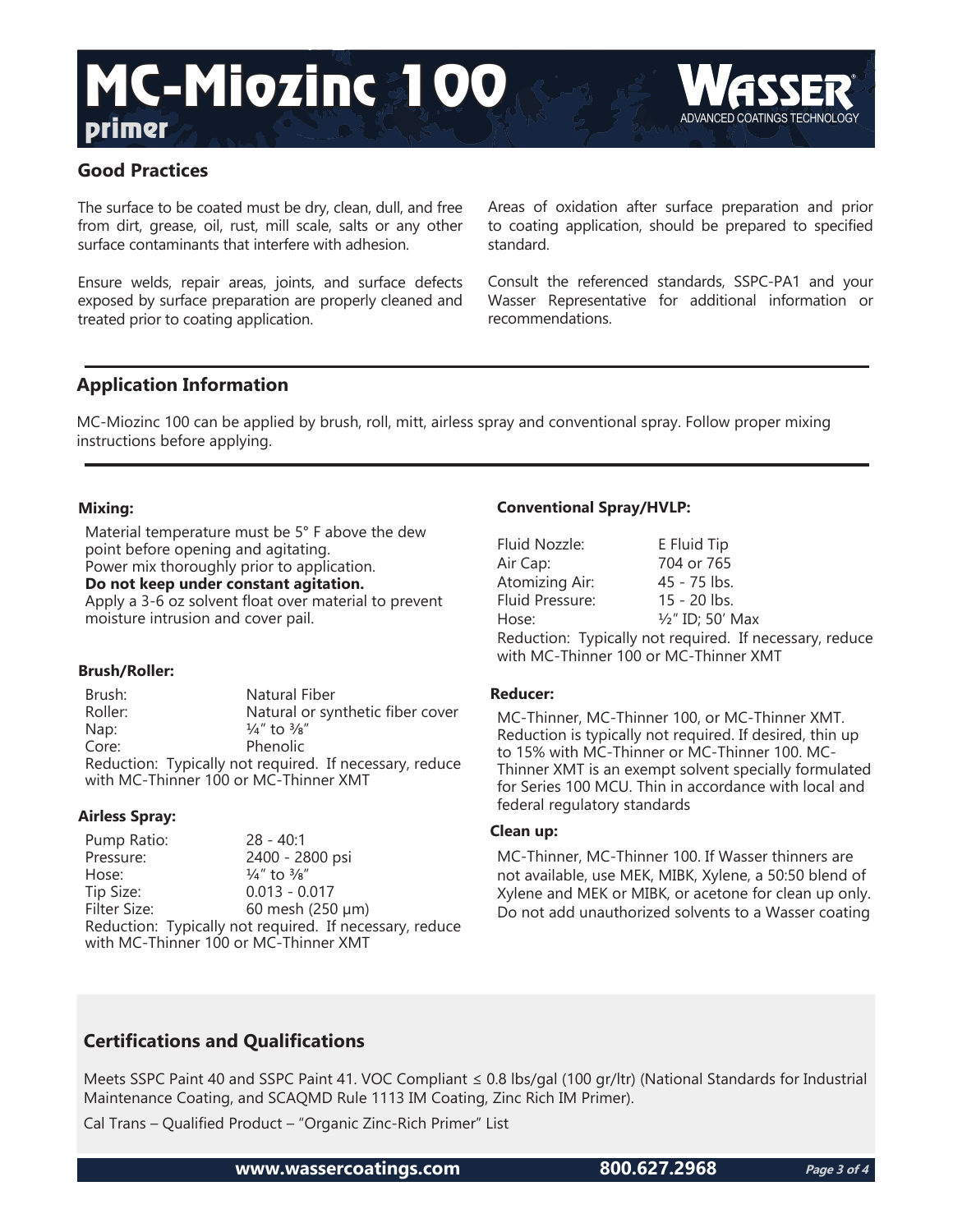# MC-Miozinc 100

**primer**

## Good Practices

The surface to be coated must be dry, clean, dull, and free from dirt, grease, oil, rust, mill scale, salts or any other surface contaminants that interfere with adhesion.

Ensure welds, repair areas, joints, and surface defects exposed by surface preparation are properly cleaned and treated prior to coating application.

Areas of oxidation after surface preparation and prior to coating application, should be prepared to specified standard.

Consult the referenced standards, SSPC-PA1 and your Wasser Representative for additional information or recommendations.

## Application Information

MC-Miozinc 100 can be applied by brush, roll, mitt, airless spray and conventional spray. Follow proper mixing instructions before applying.

### Mixing:

Material temperature must be 5° F above the dew point before opening and agitating.
Power mix thoroughly prior to application.
**Do not keep under constant agitation.**
Apply a 3-6 oz solvent float over material to prevent moisture intrusion and cover pail.

### Brush/Roller:

| | |
|---|---|
| Brush: | Natural Fiber |
| Roller: | Natural or synthetic fiber cover |
| Nap: | ¼" to ⅜" |
| Core: | Phenolic |

Reduction: Typically not required. If necessary, reduce with MC-Thinner 100 or MC-Thinner XMT

### Airless Spray:

| | |
|---|---|
| Pump Ratio: | 28 - 40:1 |
| Pressure: | 2400 - 2800 psi |
| Hose: | ¼" to ⅜" |
| Tip Size: | 0.013 - 0.017 |
| Filter Size: | 60 mesh (250 µm) |

Reduction: Typically not required. If necessary, reduce with MC-Thinner 100 or MC-Thinner XMT

### Conventional Spray/HVLP:

| | |
|---|---|
| Fluid Nozzle: | E Fluid Tip |
| Air Cap: | 704 or 765 |
| Atomizing Air: | 45 - 75 lbs. |
| Fluid Pressure: | 15 - 20 lbs. |
| Hose: | ½" ID; 50' Max |

Reduction: Typically not required. If necessary, reduce with MC-Thinner 100 or MC-Thinner XMT

### Reducer:

MC-Thinner, MC-Thinner 100, or MC-Thinner XMT. Reduction is typically not required. If desired, thin up to 15% with MC-Thinner or MC-Thinner 100. MC-Thinner XMT is an exempt solvent specially formulated for Series 100 MCU. Thin in accordance with local and federal regulatory standards

### Clean up:

MC-Thinner, MC-Thinner 100. If Wasser thinners are not available, use MEK, MIBK, Xylene, a 50:50 blend of Xylene and MEK or MIBK, or acetone for clean up only. Do not add unauthorized solvents to a Wasser coating

## Certifications and Qualifications

Meets SSPC Paint 40 and SSPC Paint 41. VOC Compliant ≤ 0.8 lbs/gal (100 gr/ltr) (National Standards for Industrial Maintenance Coating, and SCAQMD Rule 1113 IM Coating, Zinc Rich IM Primer).

Cal Trans – Qualified Product – "Organic Zinc-Rich Primer" List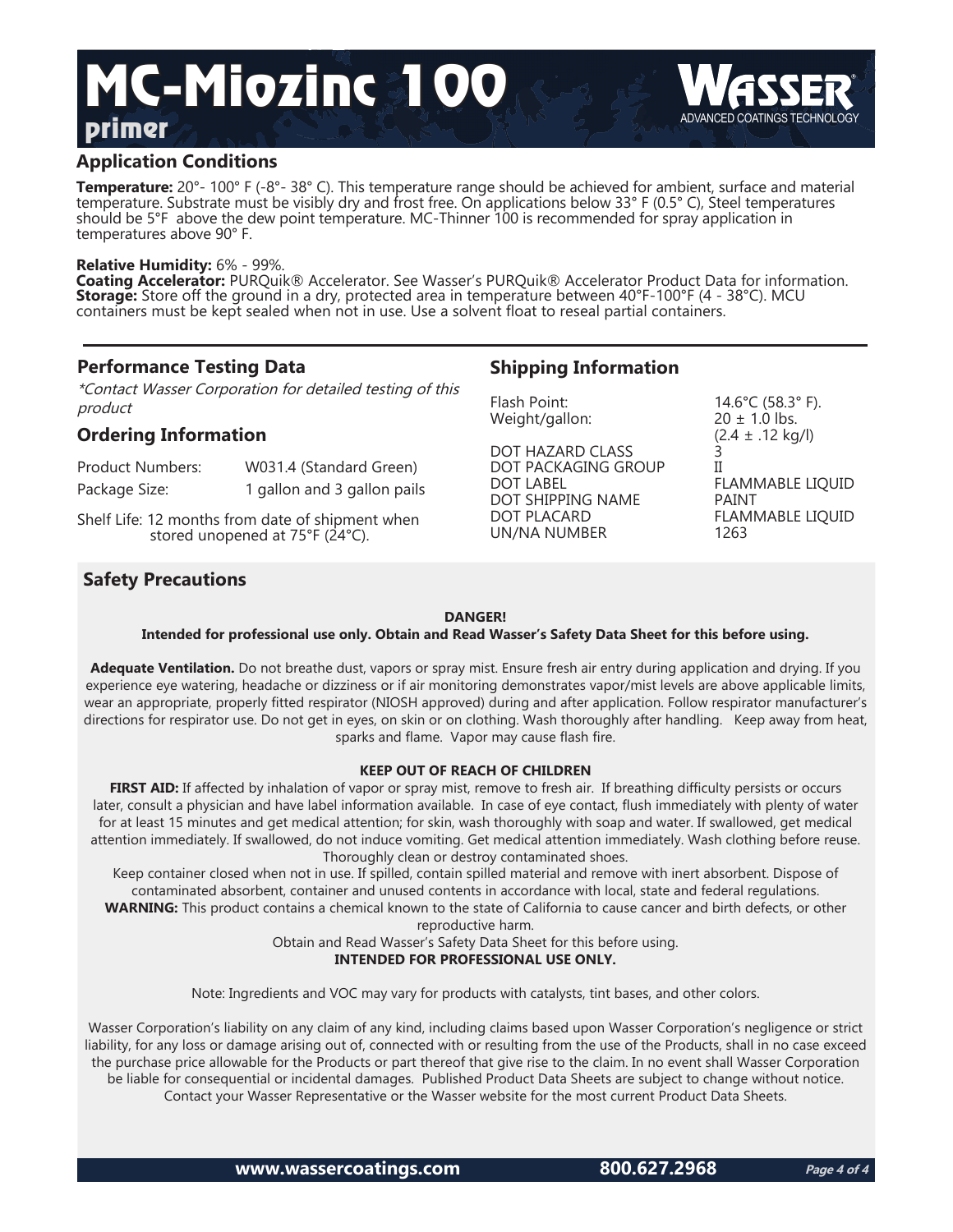# MC-Miozinc 100

**primer**

WASSER® ADVANCED COATINGS TECHNOLOGY

## Application Conditions

**Temperature:** 20°- 100° F (-8°- 38° C). This temperature range should be achieved for ambient, surface and material temperature. Substrate must be visibly dry and frost free. On applications below 33° F (0.5° C), Steel temperatures should be 5°F above the dew point temperature. MC-Thinner 100 is recommended for spray application in temperatures above 90° F.

**Relative Humidity:** 6% - 99%.
**Coating Accelerator:** PURQuik® Accelerator. See Wasser's PURQuik® Accelerator Product Data for information.
**Storage:** Store off the ground in a dry, protected area in temperature between 40°F-100°F (4 - 38°C). MCU containers must be kept sealed when not in use. Use a solvent float to reseal partial containers.

## Performance Testing Data

*\*Contact Wasser Corporation for detailed testing of this product*

## Ordering Information

| | |
|---|---|
| Product Numbers: | W031.4 (Standard Green) |
| Package Size: | 1 gallon and 3 gallon pails |

Shelf Life: 12 months from date of shipment when stored unopened at 75°F (24°C).

## Shipping Information

| | |
|---|---|
| Flash Point: | 14.6°C (58.3° F). |
| Weight/gallon: | 20 ± 1.0 lbs. (2.4 ± .12 kg/l) |
| DOT HAZARD CLASS | 3 |
| DOT PACKAGING GROUP | II |
| DOT LABEL | FLAMMABLE LIQUID |
| DOT SHIPPING NAME | PAINT |
| DOT PLACARD | FLAMMABLE LIQUID |
| UN/NA NUMBER | 1263 |

## Safety Precautions

**DANGER!**

**Intended for professional use only. Obtain and Read Wasser's Safety Data Sheet for this before using.**

**Adequate Ventilation.** Do not breathe dust, vapors or spray mist. Ensure fresh air entry during application and drying. If you experience eye watering, headache or dizziness or if air monitoring demonstrates vapor/mist levels are above applicable limits, wear an appropriate, properly fitted respirator (NIOSH approved) during and after application. Follow respirator manufacturer's directions for respirator use. Do not get in eyes, on skin or on clothing. Wash thoroughly after handling. Keep away from heat, sparks and flame. Vapor may cause flash fire.

**KEEP OUT OF REACH OF CHILDREN**

**FIRST AID:** If affected by inhalation of vapor or spray mist, remove to fresh air. If breathing difficulty persists or occurs later, consult a physician and have label information available. In case of eye contact, flush immediately with plenty of water for at least 15 minutes and get medical attention; for skin, wash thoroughly with soap and water. If swallowed, get medical attention immediately. If swallowed, do not induce vomiting. Get medical attention immediately. Wash clothing before reuse. Thoroughly clean or destroy contaminated shoes.

Keep container closed when not in use. If spilled, contain spilled material and remove with inert absorbent. Dispose of contaminated absorbent, container and unused contents in accordance with local, state and federal regulations.

**WARNING:** This product contains a chemical known to the state of California to cause cancer and birth defects, or other reproductive harm.

Obtain and Read Wasser's Safety Data Sheet for this before using.

**INTENDED FOR PROFESSIONAL USE ONLY.**

Note: Ingredients and VOC may vary for products with catalysts, tint bases, and other colors.

Wasser Corporation's liability on any claim of any kind, including claims based upon Wasser Corporation's negligence or strict liability, for any loss or damage arising out of, connected with or resulting from the use of the Products, shall in no case exceed the purchase price allowable for the Products or part thereof that give rise to the claim. In no event shall Wasser Corporation be liable for consequential or incidental damages. Published Product Data Sheets are subject to change without notice. Contact your Wasser Representative or the Wasser website for the most current Product Data Sheets.

www.wassercoatings.com 800.627.2968